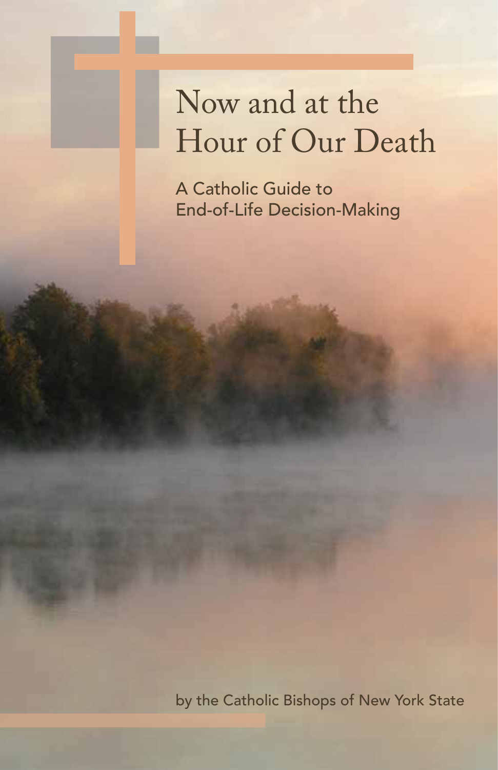# Now and at the Hour of Our Death

## A Catholic Guide to End-of-Life Decision-Making

by the Catholic Bishops of New York State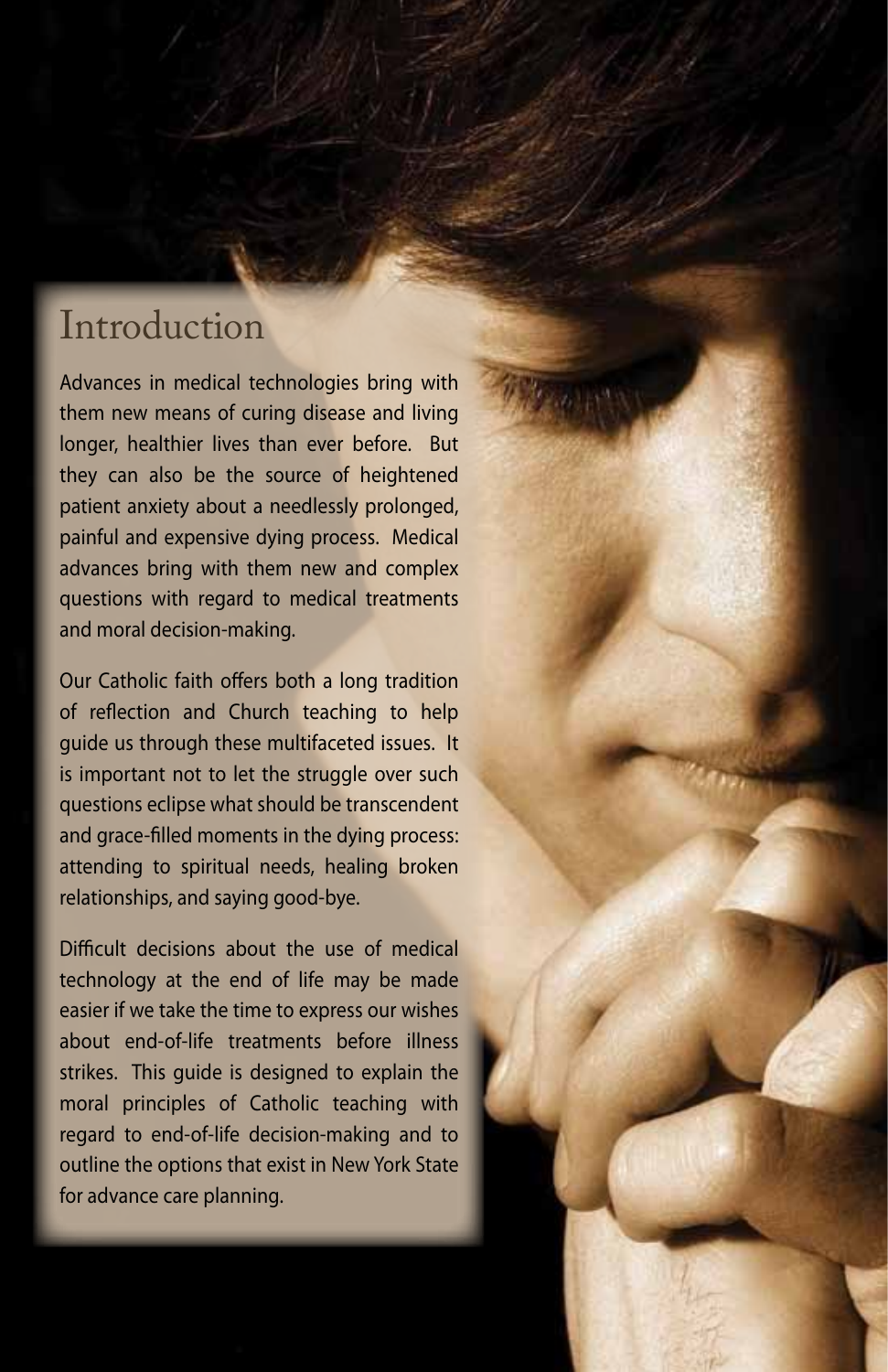# Introduction

Advances in medical technologies bring with them new means of curing disease and living longer, healthier lives than ever before. But they can also be the source of heightened patient anxiety about a needlessly prolonged, painful and expensive dying process. Medical advances bring with them new and complex questions with regard to medical treatments and moral decision-making.

Our Catholic faith offers both a long tradition of reflection and Church teaching to help guide us through these multifaceted issues. It is important not to let the struggle over such questions eclipse what should be transcendent and grace-filled moments in the dying process: attending to spiritual needs, healing broken relationships, and saying good-bye.

Difficult decisions about the use of medical technology at the end of life may be made easier if we take the time to express our wishes about end-of-life treatments before illness strikes. This guide is designed to explain the moral principles of Catholic teaching with regard to end-of-life decision-making and to outline the options that exist in New York State for advance care planning.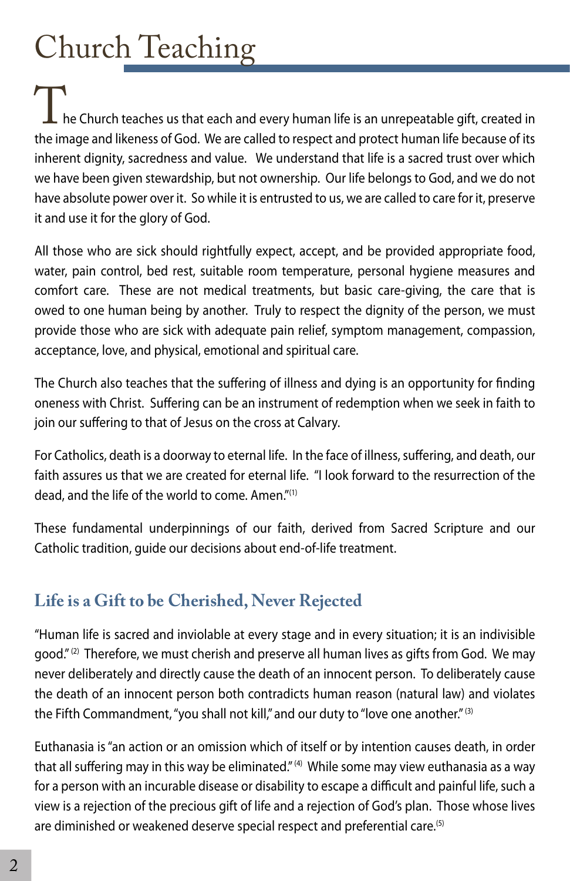# Church Teaching

The Church teaches us that each and every human life is an unrepeatable gift, created in the image and likeness of God. We are called to respect and protect human life because of its inherent dignity, sacredness and value. We understand that life is a sacred trust over which we have been given stewardship, but not ownership. Our life belongs to God, and we do not have absolute power over it. So while it is entrusted to us, we are called to care for it, preserve it and use it for the glory of God.

All those who are sick should rightfully expect, accept, and be provided appropriate food, water, pain control, bed rest, suitable room temperature, personal hygiene measures and comfort care. These are not medical treatments, but basic care-giving, the care that is owed to one human being by another. Truly to respect the dignity of the person, we must provide those who are sick with adequate pain relief, symptom management, compassion, acceptance, love, and physical, emotional and spiritual care.

The Church also teaches that the suffering of illness and dying is an opportunity for finding oneness with Christ. Suffering can be an instrument of redemption when we seek in faith to join our suffering to that of Jesus on the cross at Calvary.

For Catholics, death is a doorway to eternal life. In the face of illness, suffering, and death, our faith assures us that we are created for eternal life. "I look forward to the resurrection of the dead, and the life of the world to come. Amen."[1]

These fundamental underpinnings of our faith, derived from Sacred Scripture and our Catholic tradition, guide our decisions about end-of-life treatment.

## Life is a Gift to be Cherished, Never Rejected

"Human life is sacred and inviolable at every stage and in every situation; it is an indivisible good."[2] Therefore, we must cherish and preserve all human lives as gifts from God. We may never deliberately and directly cause the death of an innocent person. To deliberately cause the death of an innocent person both contradicts human reason (natural law) and violates the Fifth Commandment, "you shall not kill," and our duty to "love one another."[3]

Euthanasia is "an action or an omission which of itself or by intention causes death, in order that all suffering may in this way be eliminated."[4] While some may view euthanasia as a way for a person with an incurable disease or disability to escape a difficult and painful life, such a view is a rejection of the precious gift of life and a rejection of God's plan. Those whose lives are diminished or weakened deserve special respect and preferential care.[5]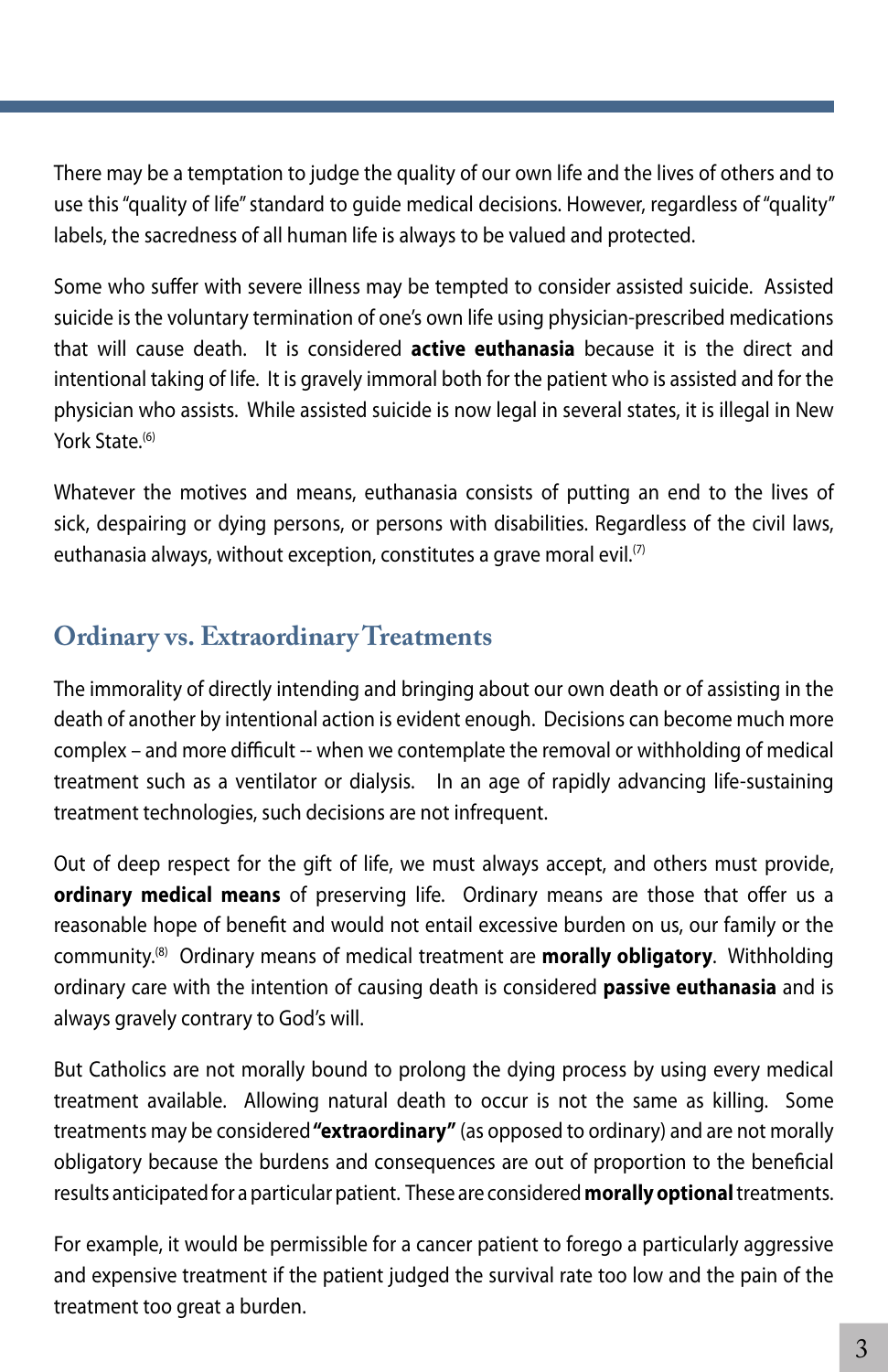There may be a temptation to judge the quality of our own life and the lives of others and to use this "quality of life" standard to guide medical decisions. However, regardless of "quality" labels, the sacredness of all human life is always to be valued and protected.

Some who suffer with severe illness may be tempted to consider assisted suicide. Assisted suicide is the voluntary termination of one's own life using physician-prescribed medications that will cause death. It is considered **active euthanasia** because it is the direct and intentional taking of life. It is gravely immoral both for the patient who is assisted and for the physician who assists. While assisted suicide is now legal in several states, it is illegal in New York State.[6]

Whatever the motives and means, euthanasia consists of putting an end to the lives of sick, despairing or dying persons, or persons with disabilities. Regardless of the civil laws, euthanasia always, without exception, constitutes a grave moral evil.[7]

## Ordinary vs. Extraordinary Treatments

The immorality of directly intending and bringing about our own death or of assisting in the death of another by intentional action is evident enough. Decisions can become much more complex – and more difficult -- when we contemplate the removal or withholding of medical treatment such as a ventilator or dialysis. In an age of rapidly advancing life-sustaining treatment technologies, such decisions are not infrequent.

Out of deep respect for the gift of life, we must always accept, and others must provide, **ordinary medical means** of preserving life. Ordinary means are those that offer us a reasonable hope of benefit and would not entail excessive burden on us, our family or the community.[8] Ordinary means of medical treatment are **morally obligatory**. Withholding ordinary care with the intention of causing death is considered **passive euthanasia** and is always gravely contrary to God's will.

But Catholics are not morally bound to prolong the dying process by using every medical treatment available. Allowing natural death to occur is not the same as killing. Some treatments may be considered **"extraordinary"** (as opposed to ordinary) and are not morally obligatory because the burdens and consequences are out of proportion to the beneficial results anticipated for a particular patient. These are considered **morally optional** treatments.

For example, it would be permissible for a cancer patient to forego a particularly aggressive and expensive treatment if the patient judged the survival rate too low and the pain of the treatment too great a burden.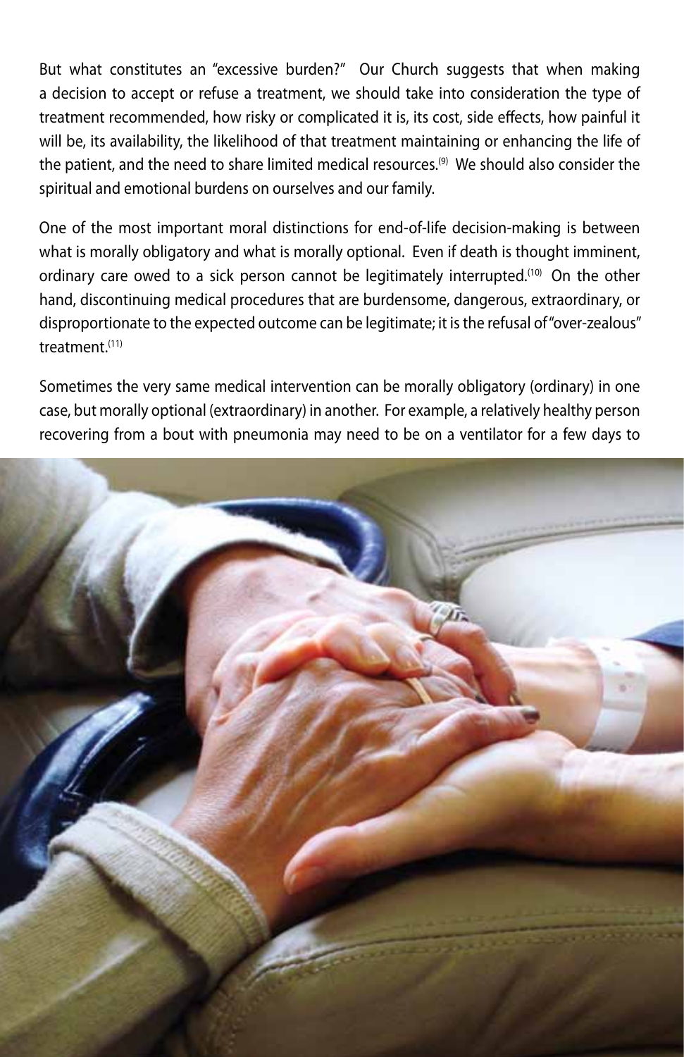But what constitutes an "excessive burden?" Our Church suggests that when making a decision to accept or refuse a treatment, we should take into consideration the type of treatment recommended, how risky or complicated it is, its cost, side effects, how painful it will be, its availability, the likelihood of that treatment maintaining or enhancing the life of the patient, and the need to share limited medical resources.[9] We should also consider the spiritual and emotional burdens on ourselves and our family.

One of the most important moral distinctions for end-of-life decision-making is between what is morally obligatory and what is morally optional. Even if death is thought imminent, ordinary care owed to a sick person cannot be legitimately interrupted.[10] On the other hand, discontinuing medical procedures that are burdensome, dangerous, extraordinary, or disproportionate to the expected outcome can be legitimate; it is the refusal of "over-zealous" treatment.[11]

Sometimes the very same medical intervention can be morally obligatory (ordinary) in one case, but morally optional (extraordinary) in another. For example, a relatively healthy person recovering from a bout with pneumonia may need to be on a ventilator for a few days to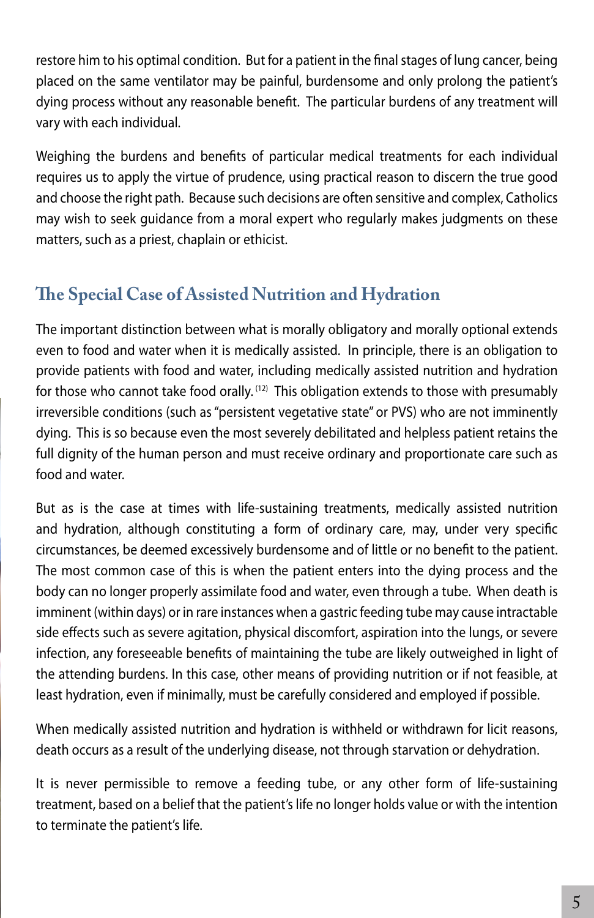restore him to his optimal condition. But for a patient in the final stages of lung cancer, being placed on the same ventilator may be painful, burdensome and only prolong the patient's dying process without any reasonable benefit. The particular burdens of any treatment will vary with each individual.

Weighing the burdens and benefits of particular medical treatments for each individual requires us to apply the virtue of prudence, using practical reason to discern the true good and choose the right path. Because such decisions are often sensitive and complex, Catholics may wish to seek guidance from a moral expert who regularly makes judgments on these matters, such as a priest, chaplain or ethicist.

## The Special Case of Assisted Nutrition and Hydration

The important distinction between what is morally obligatory and morally optional extends even to food and water when it is medically assisted. In principle, there is an obligation to provide patients with food and water, including medically assisted nutrition and hydration for those who cannot take food orally. [12] This obligation extends to those with presumably irreversible conditions (such as "persistent vegetative state" or PVS) who are not imminently dying. This is so because even the most severely debilitated and helpless patient retains the full dignity of the human person and must receive ordinary and proportionate care such as food and water.

But as is the case at times with life-sustaining treatments, medically assisted nutrition and hydration, although constituting a form of ordinary care, may, under very specific circumstances, be deemed excessively burdensome and of little or no benefit to the patient. The most common case of this is when the patient enters into the dying process and the body can no longer properly assimilate food and water, even through a tube. When death is imminent (within days) or in rare instances when a gastric feeding tube may cause intractable side effects such as severe agitation, physical discomfort, aspiration into the lungs, or severe infection, any foreseeable benefits of maintaining the tube are likely outweighed in light of the attending burdens. In this case, other means of providing nutrition or if not feasible, at least hydration, even if minimally, must be carefully considered and employed if possible.

When medically assisted nutrition and hydration is withheld or withdrawn for licit reasons, death occurs as a result of the underlying disease, not through starvation or dehydration.

It is never permissible to remove a feeding tube, or any other form of life-sustaining treatment, based on a belief that the patient's life no longer holds value or with the intention to terminate the patient's life.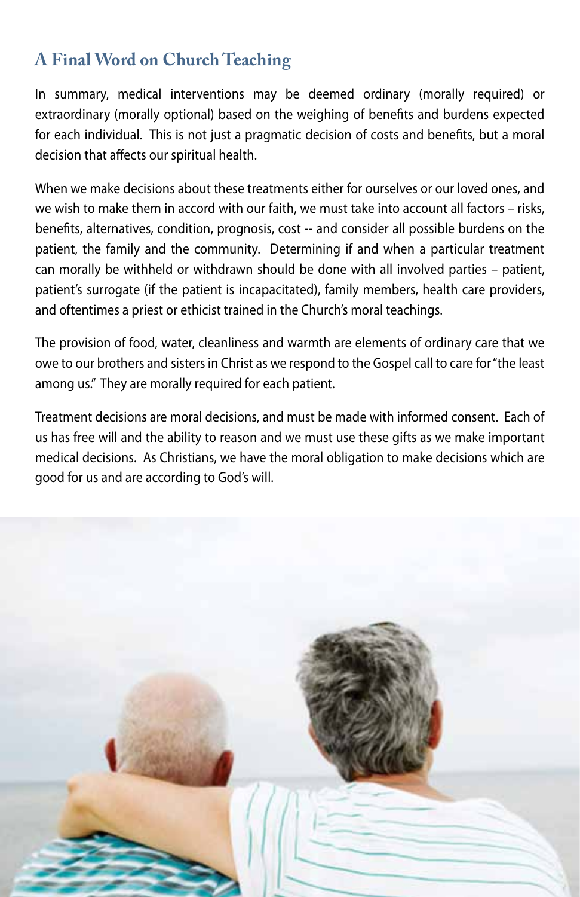## A Final Word on Church Teaching

In summary, medical interventions may be deemed ordinary (morally required) or extraordinary (morally optional) based on the weighing of benefits and burdens expected for each individual. This is not just a pragmatic decision of costs and benefits, but a moral decision that affects our spiritual health.

When we make decisions about these treatments either for ourselves or our loved ones, and we wish to make them in accord with our faith, we must take into account all factors – risks, benefits, alternatives, condition, prognosis, cost -- and consider all possible burdens on the patient, the family and the community. Determining if and when a particular treatment can morally be withheld or withdrawn should be done with all involved parties – patient, patient's surrogate (if the patient is incapacitated), family members, health care providers, and oftentimes a priest or ethicist trained in the Church's moral teachings.

The provision of food, water, cleanliness and warmth are elements of ordinary care that we owe to our brothers and sisters in Christ as we respond to the Gospel call to care for "the least among us." They are morally required for each patient.

Treatment decisions are moral decisions, and must be made with informed consent. Each of us has free will and the ability to reason and we must use these gifts as we make important medical decisions. As Christians, we have the moral obligation to make decisions which are good for us and are according to God's will.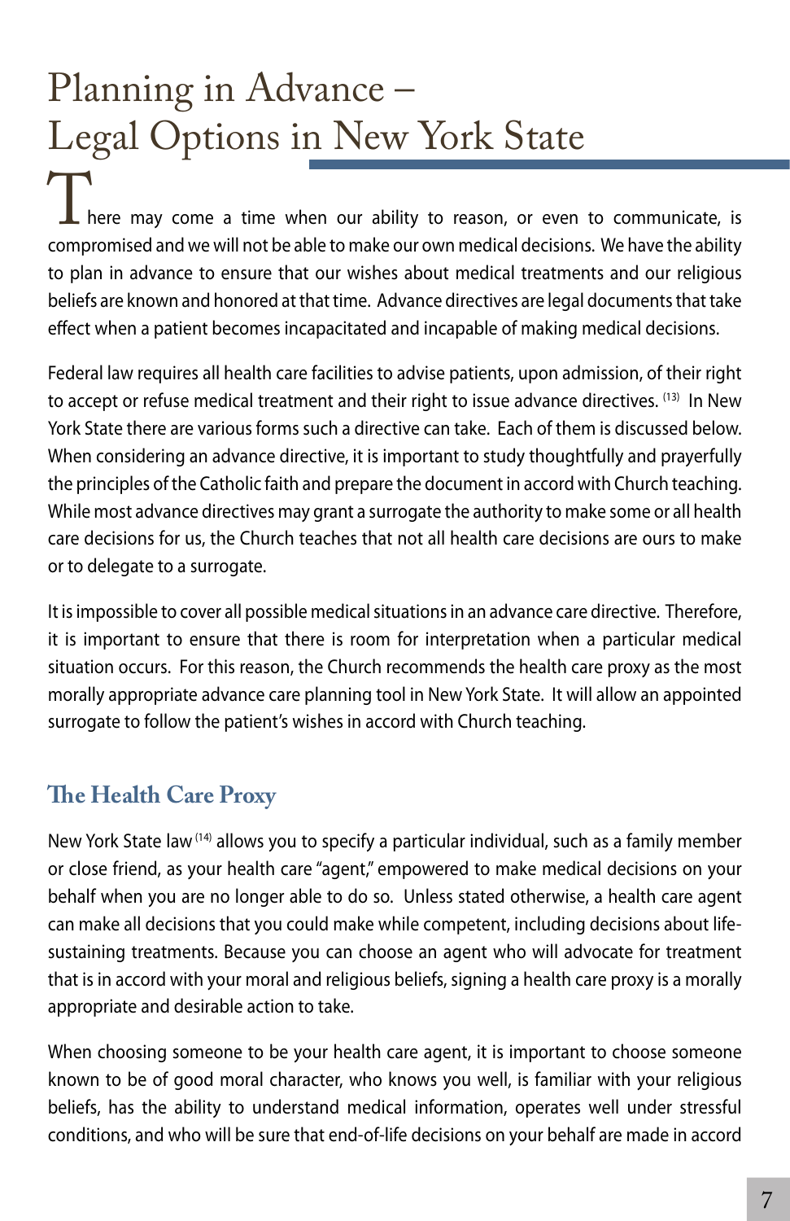# Planning in Advance – Legal Options in New York State

There may come a time when our ability to reason, or even to communicate, is compromised and we will not be able to make our own medical decisions. We have the ability to plan in advance to ensure that our wishes about medical treatments and our religious beliefs are known and honored at that time. Advance directives are legal documents that take effect when a patient becomes incapacitated and incapable of making medical decisions.

Federal law requires all health care facilities to advise patients, upon admission, of their right to accept or refuse medical treatment and their right to issue advance directives. [13] In New York State there are various forms such a directive can take. Each of them is discussed below. When considering an advance directive, it is important to study thoughtfully and prayerfully the principles of the Catholic faith and prepare the document in accord with Church teaching. While most advance directives may grant a surrogate the authority to make some or all health care decisions for us, the Church teaches that not all health care decisions are ours to make or to delegate to a surrogate.

It is impossible to cover all possible medical situations in an advance care directive. Therefore, it is important to ensure that there is room for interpretation when a particular medical situation occurs. For this reason, the Church recommends the health care proxy as the most morally appropriate advance care planning tool in New York State. It will allow an appointed surrogate to follow the patient's wishes in accord with Church teaching.

## The Health Care Proxy

New York State law [14] allows you to specify a particular individual, such as a family member or close friend, as your health care "agent," empowered to make medical decisions on your behalf when you are no longer able to do so. Unless stated otherwise, a health care agent can make all decisions that you could make while competent, including decisions about life-sustaining treatments. Because you can choose an agent who will advocate for treatment that is in accord with your moral and religious beliefs, signing a health care proxy is a morally appropriate and desirable action to take.

When choosing someone to be your health care agent, it is important to choose someone known to be of good moral character, who knows you well, is familiar with your religious beliefs, has the ability to understand medical information, operates well under stressful conditions, and who will be sure that end-of-life decisions on your behalf are made in accord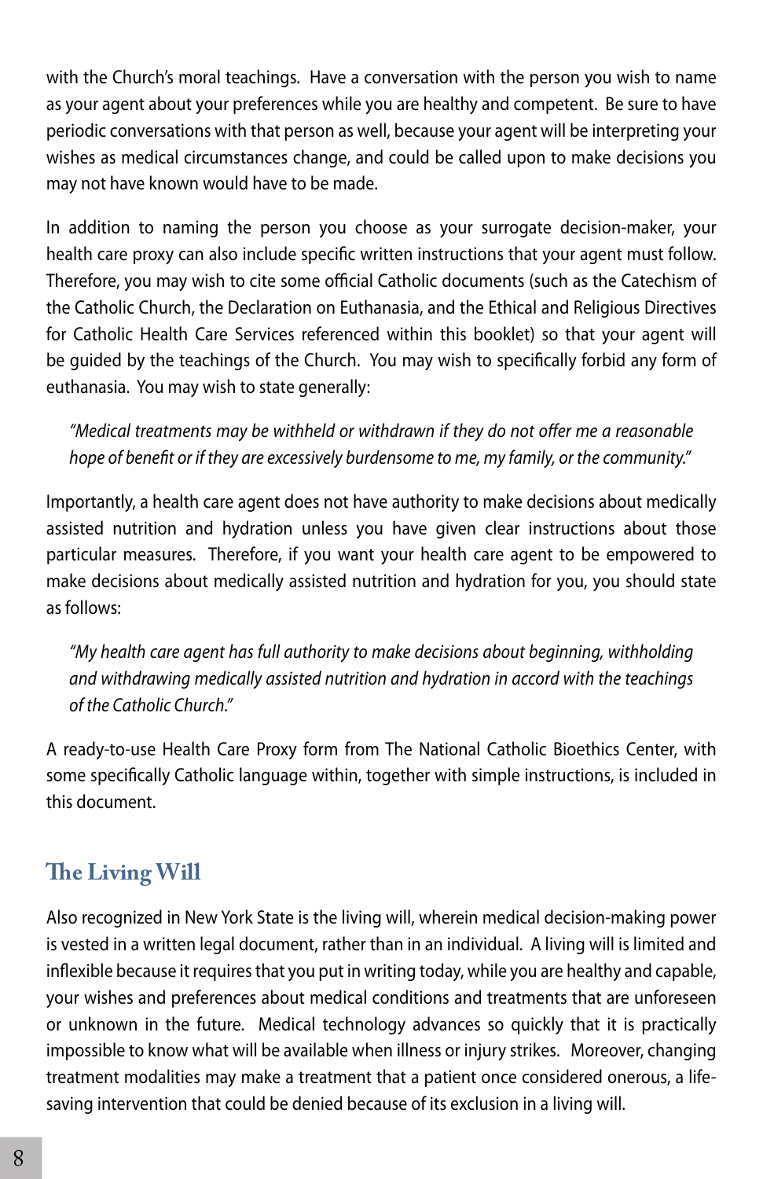with the Church's moral teachings. Have a conversation with the person you wish to name as your agent about your preferences while you are healthy and competent. Be sure to have periodic conversations with that person as well, because your agent will be interpreting your wishes as medical circumstances change, and could be called upon to make decisions you may not have known would have to be made.

In addition to naming the person you choose as your surrogate decision-maker, your health care proxy can also include specific written instructions that your agent must follow. Therefore, you may wish to cite some official Catholic documents (such as the Catechism of the Catholic Church, the Declaration on Euthanasia, and the Ethical and Religious Directives for Catholic Health Care Services referenced within this booklet) so that your agent will be guided by the teachings of the Church. You may wish to specifically forbid any form of euthanasia. You may wish to state generally:

> *"Medical treatments may be withheld or withdrawn if they do not offer me a reasonable hope of benefit or if they are excessively burdensome to me, my family, or the community."*

Importantly, a health care agent does not have authority to make decisions about medically assisted nutrition and hydration unless you have given clear instructions about those particular measures. Therefore, if you want your health care agent to be empowered to make decisions about medically assisted nutrition and hydration for you, you should state as follows:

> *"My health care agent has full authority to make decisions about beginning, withholding and withdrawing medically assisted nutrition and hydration in accord with the teachings of the Catholic Church."*

A ready-to-use Health Care Proxy form from The National Catholic Bioethics Center, with some specifically Catholic language within, together with simple instructions, is included in this document.

## The Living Will

Also recognized in New York State is the living will, wherein medical decision-making power is vested in a written legal document, rather than in an individual. A living will is limited and inflexible because it requires that you put in writing today, while you are healthy and capable, your wishes and preferences about medical conditions and treatments that are unforeseen or unknown in the future. Medical technology advances so quickly that it is practically impossible to know what will be available when illness or injury strikes. Moreover, changing treatment modalities may make a treatment that a patient once considered onerous, a life-saving intervention that could be denied because of its exclusion in a living will.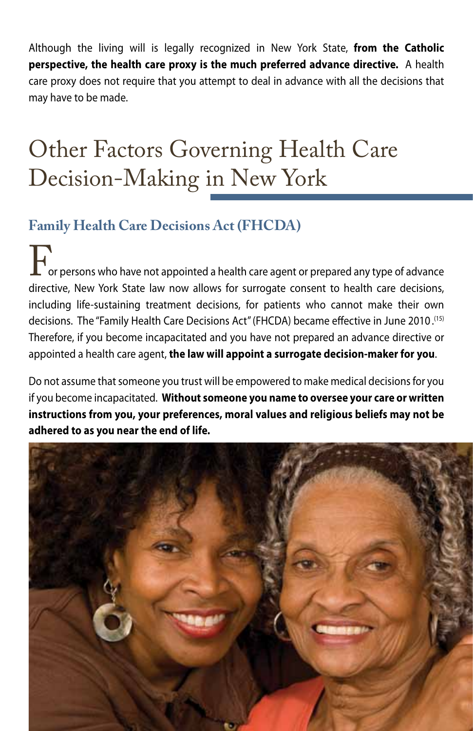Although the living will is legally recognized in New York State, **from the Catholic perspective, the health care proxy is the much preferred advance directive.** A health care proxy does not require that you attempt to deal in advance with all the decisions that may have to be made.

# Other Factors Governing Health Care Decision-Making in New York

## Family Health Care Decisions Act (FHCDA)

For persons who have not appointed a health care agent or prepared any type of advance directive, New York State law now allows for surrogate consent to health care decisions, including life-sustaining treatment decisions, for patients who cannot make their own decisions. The "Family Health Care Decisions Act" (FHCDA) became effective in June 2010.[15] Therefore, if you become incapacitated and you have not prepared an advance directive or appointed a health care agent, **the law will appoint a surrogate decision-maker for you**.

Do not assume that someone you trust will be empowered to make medical decisions for you if you become incapacitated. **Without someone you name to oversee your care or written instructions from you, your preferences, moral values and religious beliefs may not be adhered to as you near the end of life.**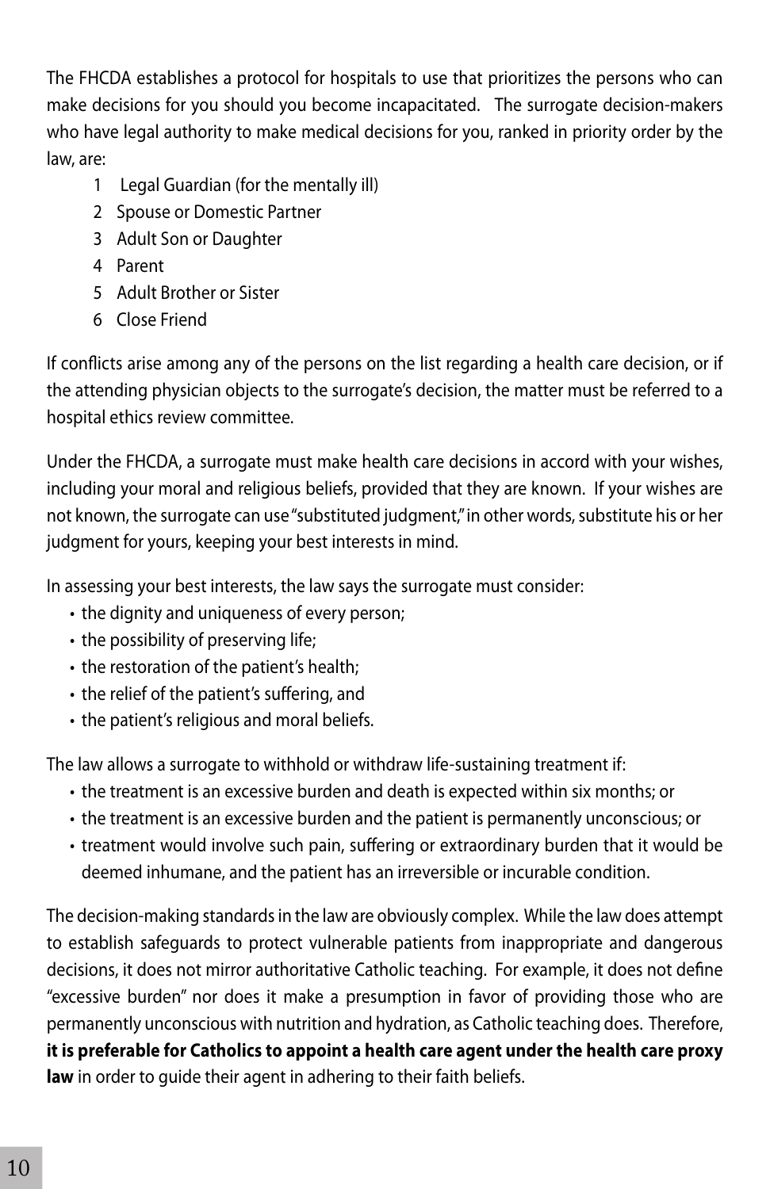The FHCDA establishes a protocol for hospitals to use that prioritizes the persons who can make decisions for you should you become incapacitated. The surrogate decision-makers who have legal authority to make medical decisions for you, ranked in priority order by the law, are:

1. Legal Guardian (for the mentally ill)
2. Spouse or Domestic Partner
3. Adult Son or Daughter
4. Parent
5. Adult Brother or Sister
6. Close Friend

If conflicts arise among any of the persons on the list regarding a health care decision, or if the attending physician objects to the surrogate's decision, the matter must be referred to a hospital ethics review committee.

Under the FHCDA, a surrogate must make health care decisions in accord with your wishes, including your moral and religious beliefs, provided that they are known. If your wishes are not known, the surrogate can use "substituted judgment," in other words, substitute his or her judgment for yours, keeping your best interests in mind.

In assessing your best interests, the law says the surrogate must consider:

- the dignity and uniqueness of every person;
- the possibility of preserving life;
- the restoration of the patient's health;
- the relief of the patient's suffering, and
- the patient's religious and moral beliefs.

The law allows a surrogate to withhold or withdraw life-sustaining treatment if:

- the treatment is an excessive burden and death is expected within six months; or
- the treatment is an excessive burden and the patient is permanently unconscious; or
- treatment would involve such pain, suffering or extraordinary burden that it would be deemed inhumane, and the patient has an irreversible or incurable condition.

The decision-making standards in the law are obviously complex. While the law does attempt to establish safeguards to protect vulnerable patients from inappropriate and dangerous decisions, it does not mirror authoritative Catholic teaching. For example, it does not define "excessive burden" nor does it make a presumption in favor of providing those who are permanently unconscious with nutrition and hydration, as Catholic teaching does. Therefore, **it is preferable for Catholics to appoint a health care agent under the health care proxy law** in order to guide their agent in adhering to their faith beliefs.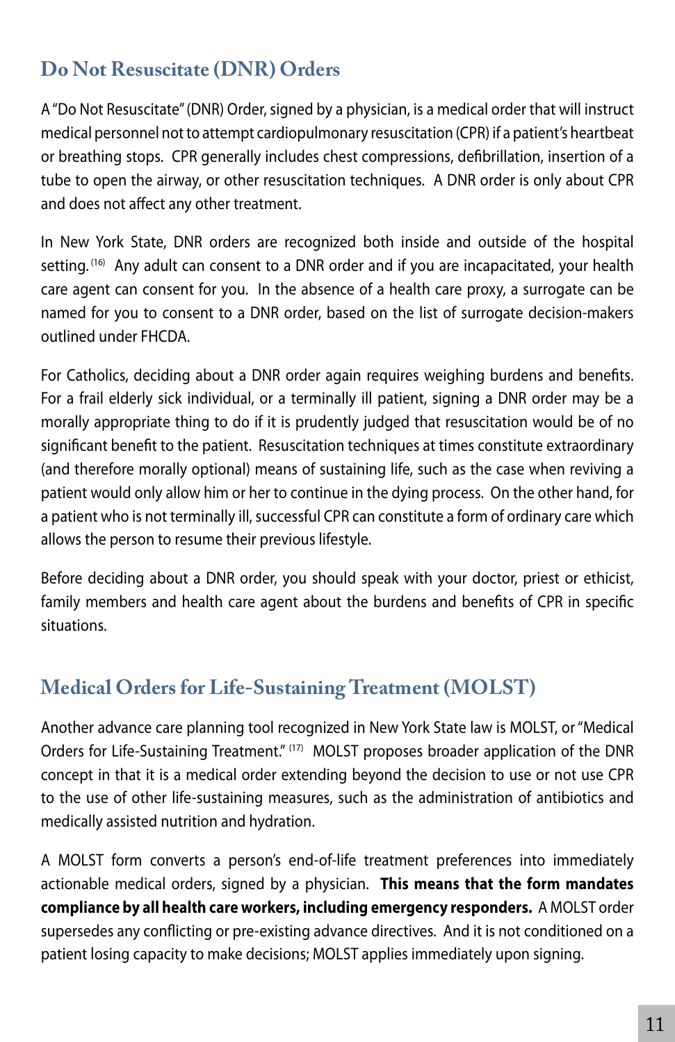## Do Not Resuscitate (DNR) Orders

A "Do Not Resuscitate" (DNR) Order, signed by a physician, is a medical order that will instruct medical personnel not to attempt cardiopulmonary resuscitation (CPR) if a patient's heartbeat or breathing stops. CPR generally includes chest compressions, defibrillation, insertion of a tube to open the airway, or other resuscitation techniques. A DNR order is only about CPR and does not affect any other treatment.

In New York State, DNR orders are recognized both inside and outside of the hospital setting.[16] Any adult can consent to a DNR order and if you are incapacitated, your health care agent can consent for you. In the absence of a health care proxy, a surrogate can be named for you to consent to a DNR order, based on the list of surrogate decision-makers outlined under FHCDA.

For Catholics, deciding about a DNR order again requires weighing burdens and benefits. For a frail elderly sick individual, or a terminally ill patient, signing a DNR order may be a morally appropriate thing to do if it is prudently judged that resuscitation would be of no significant benefit to the patient. Resuscitation techniques at times constitute extraordinary (and therefore morally optional) means of sustaining life, such as the case when reviving a patient would only allow him or her to continue in the dying process. On the other hand, for a patient who is not terminally ill, successful CPR can constitute a form of ordinary care which allows the person to resume their previous lifestyle.

Before deciding about a DNR order, you should speak with your doctor, priest or ethicist, family members and health care agent about the burdens and benefits of CPR in specific situations.

## Medical Orders for Life-Sustaining Treatment (MOLST)

Another advance care planning tool recognized in New York State law is MOLST, or "Medical Orders for Life-Sustaining Treatment."[17] MOLST proposes broader application of the DNR concept in that it is a medical order extending beyond the decision to use or not use CPR to the use of other life-sustaining measures, such as the administration of antibiotics and medically assisted nutrition and hydration.

A MOLST form converts a person's end-of-life treatment preferences into immediately actionable medical orders, signed by a physician. **This means that the form mandates compliance by all health care workers, including emergency responders.** A MOLST order supersedes any conflicting or pre-existing advance directives. And it is not conditioned on a patient losing capacity to make decisions; MOLST applies immediately upon signing.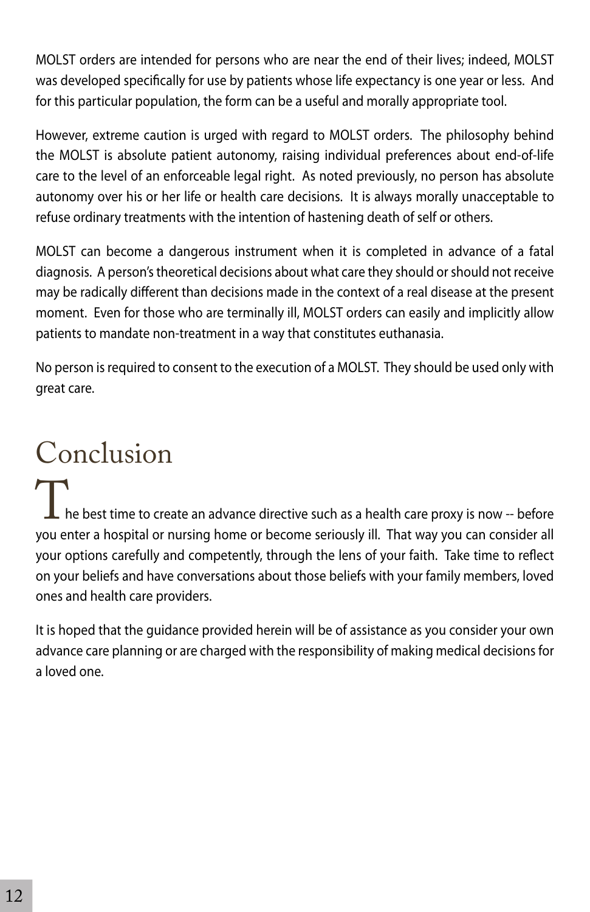MOLST orders are intended for persons who are near the end of their lives; indeed, MOLST was developed specifically for use by patients whose life expectancy is one year or less. And for this particular population, the form can be a useful and morally appropriate tool.

However, extreme caution is urged with regard to MOLST orders. The philosophy behind the MOLST is absolute patient autonomy, raising individual preferences about end-of-life care to the level of an enforceable legal right. As noted previously, no person has absolute autonomy over his or her life or health care decisions. It is always morally unacceptable to refuse ordinary treatments with the intention of hastening death of self or others.

MOLST can become a dangerous instrument when it is completed in advance of a fatal diagnosis. A person's theoretical decisions about what care they should or should not receive may be radically different than decisions made in the context of a real disease at the present moment. Even for those who are terminally ill, MOLST orders can easily and implicitly allow patients to mandate non-treatment in a way that constitutes euthanasia.

No person is required to consent to the execution of a MOLST. They should be used only with great care.

# Conclusion

The best time to create an advance directive such as a health care proxy is now -- before you enter a hospital or nursing home or become seriously ill. That way you can consider all your options carefully and competently, through the lens of your faith. Take time to reflect on your beliefs and have conversations about those beliefs with your family members, loved ones and health care providers.

It is hoped that the guidance provided herein will be of assistance as you consider your own advance care planning or are charged with the responsibility of making medical decisions for a loved one.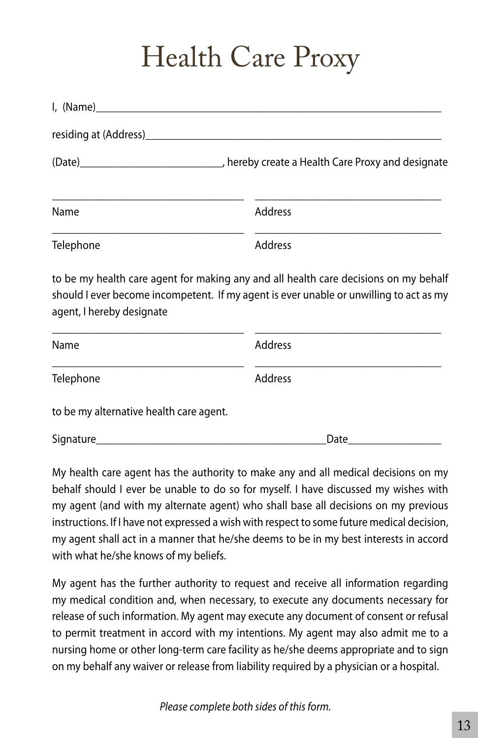# Health Care Proxy

I, (Name)_______________________________________________________________

residing at (Address)_____________________________________________________

(Date)_________________________, hereby create a Health Care Proxy and designate

| ___________________________________ | ___________________________________ |
|---|---|
| Name | Address |
| ___________________________________ | ___________________________________ |
| Telephone | Address |

to be my health care agent for making any and all health care decisions on my behalf should I ever become incompetent. If my agent is ever unable or unwilling to act as my agent, I hereby designate

| ___________________________________ | ___________________________________ |
|---|---|
| Name | Address |
| ___________________________________ | ___________________________________ |
| Telephone | Address |

to be my alternative health care agent.

Signature__________________________________________Date________________

My health care agent has the authority to make any and all medical decisions on my behalf should I ever be unable to do so for myself. I have discussed my wishes with my agent (and with my alternate agent) who shall base all decisions on my previous instructions. If I have not expressed a wish with respect to some future medical decision, my agent shall act in a manner that he/she deems to be in my best interests in accord with what he/she knows of my beliefs.

My agent has the further authority to request and receive all information regarding my medical condition and, when necessary, to execute any documents necessary for release of such information. My agent may execute any document of consent or refusal to permit treatment in accord with my intentions. My agent may also admit me to a nursing home or other long-term care facility as he/she deems appropriate and to sign on my behalf any waiver or release from liability required by a physician or a hospital.

*Please complete both sides of this form.*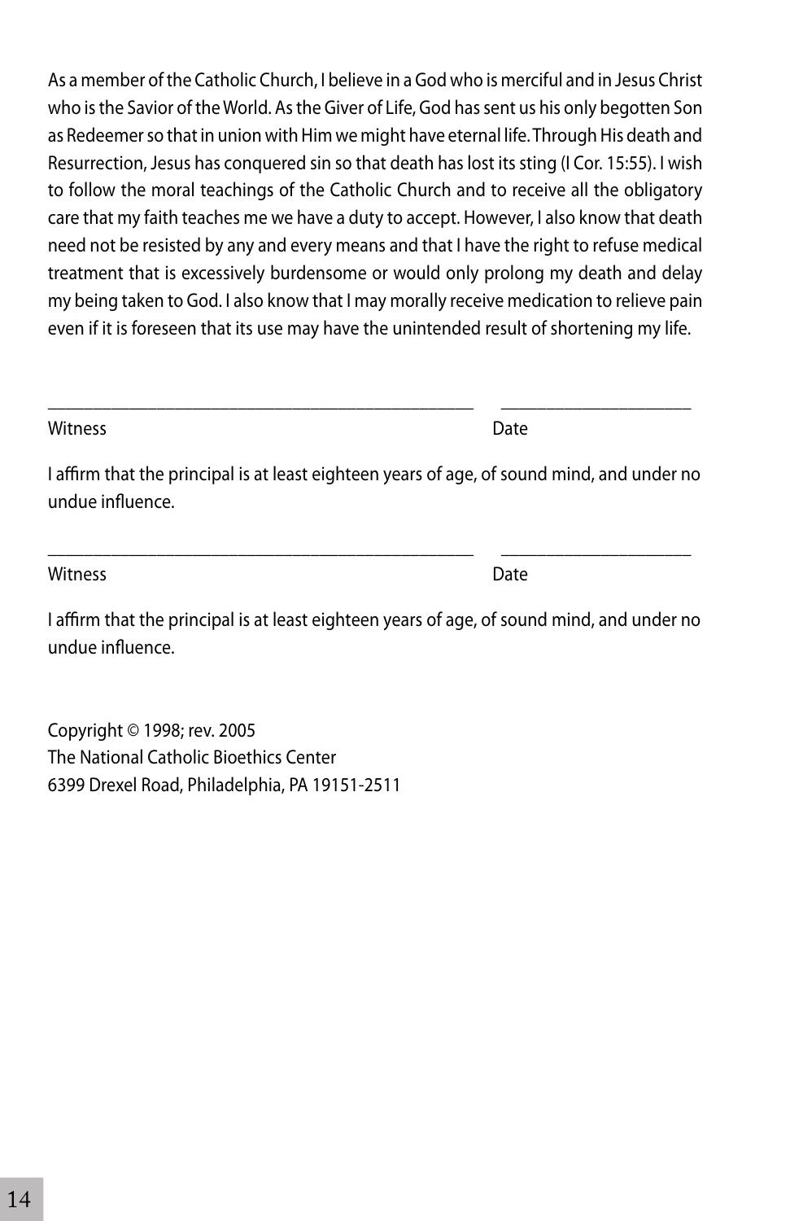As a member of the Catholic Church, I believe in a God who is merciful and in Jesus Christ who is the Savior of the World. As the Giver of Life, God has sent us his only begotten Son as Redeemer so that in union with Him we might have eternal life. Through His death and Resurrection, Jesus has conquered sin so that death has lost its sting (I Cor. 15:55). I wish to follow the moral teachings of the Catholic Church and to receive all the obligatory care that my faith teaches me we have a duty to accept. However, I also know that death need not be resisted by any and every means and that I have the right to refuse medical treatment that is excessively burdensome or would only prolong my death and delay my being taken to God. I also know that I may morally receive medication to relieve pain even if it is foreseen that its use may have the unintended result of shortening my life.

_______________________________________________ &nbsp;&nbsp;&nbsp; _____________________

Witness &nbsp;&nbsp;&nbsp;&nbsp;&nbsp;&nbsp;&nbsp;&nbsp;&nbsp;&nbsp;&nbsp;&nbsp;&nbsp;&nbsp;&nbsp;&nbsp;&nbsp;&nbsp;&nbsp;&nbsp;&nbsp;&nbsp;&nbsp;&nbsp;&nbsp;&nbsp;&nbsp;&nbsp;&nbsp;&nbsp;&nbsp;&nbsp;&nbsp;&nbsp;&nbsp;&nbsp;&nbsp;&nbsp;&nbsp;&nbsp;&nbsp;&nbsp;&nbsp;&nbsp;&nbsp;&nbsp;&nbsp;&nbsp;&nbsp;&nbsp; Date

I affirm that the principal is at least eighteen years of age, of sound mind, and under no undue influence.

_______________________________________________ &nbsp;&nbsp;&nbsp; _____________________

Witness &nbsp;&nbsp;&nbsp;&nbsp;&nbsp;&nbsp;&nbsp;&nbsp;&nbsp;&nbsp;&nbsp;&nbsp;&nbsp;&nbsp;&nbsp;&nbsp;&nbsp;&nbsp;&nbsp;&nbsp;&nbsp;&nbsp;&nbsp;&nbsp;&nbsp;&nbsp;&nbsp;&nbsp;&nbsp;&nbsp;&nbsp;&nbsp;&nbsp;&nbsp;&nbsp;&nbsp;&nbsp;&nbsp;&nbsp;&nbsp;&nbsp;&nbsp;&nbsp;&nbsp;&nbsp;&nbsp;&nbsp;&nbsp;&nbsp;&nbsp; Date

I affirm that the principal is at least eighteen years of age, of sound mind, and under no undue influence.

Copyright © 1998; rev. 2005
The National Catholic Bioethics Center
6399 Drexel Road, Philadelphia, PA 19151-2511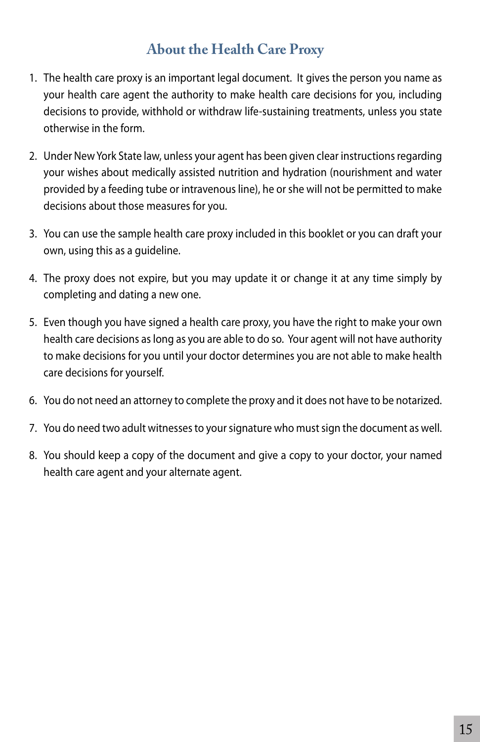## About the Health Care Proxy

1. The health care proxy is an important legal document. It gives the person you name as your health care agent the authority to make health care decisions for you, including decisions to provide, withhold or withdraw life-sustaining treatments, unless you state otherwise in the form.

2. Under New York State law, unless your agent has been given clear instructions regarding your wishes about medically assisted nutrition and hydration (nourishment and water provided by a feeding tube or intravenous line), he or she will not be permitted to make decisions about those measures for you.

3. You can use the sample health care proxy included in this booklet or you can draft your own, using this as a guideline.

4. The proxy does not expire, but you may update it or change it at any time simply by completing and dating a new one.

5. Even though you have signed a health care proxy, you have the right to make your own health care decisions as long as you are able to do so. Your agent will not have authority to make decisions for you until your doctor determines you are not able to make health care decisions for yourself.

6. You do not need an attorney to complete the proxy and it does not have to be notarized.

7. You do need two adult witnesses to your signature who must sign the document as well.

8. You should keep a copy of the document and give a copy to your doctor, your named health care agent and your alternate agent.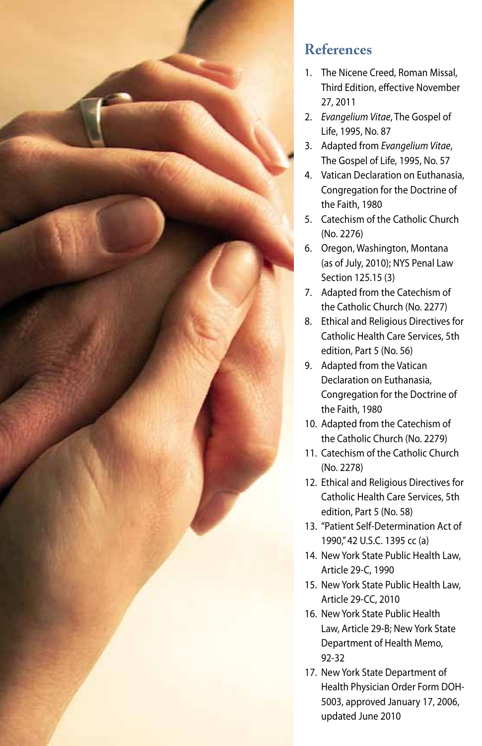## References

1. The Nicene Creed, Roman Missal, Third Edition, effective November 27, 2011
2. *Evangelium Vitae*, The Gospel of Life, 1995, No. 87
3. Adapted from *Evangelium Vitae*, The Gospel of Life, 1995, No. 57
4. Vatican Declaration on Euthanasia, Congregation for the Doctrine of the Faith, 1980
5. Catechism of the Catholic Church (No. 2276)
6. Oregon, Washington, Montana (as of July, 2010); NYS Penal Law Section 125.15 (3)
7. Adapted from the Catechism of the Catholic Church (No. 2277)
8. Ethical and Religious Directives for Catholic Health Care Services, 5th edition, Part 5 (No. 56)
9. Adapted from the Vatican Declaration on Euthanasia, Congregation for the Doctrine of the Faith, 1980
10. Adapted from the Catechism of the Catholic Church (No. 2279)
11. Catechism of the Catholic Church (No. 2278)
12. Ethical and Religious Directives for Catholic Health Care Services, 5th edition, Part 5 (No. 58)
13. "Patient Self-Determination Act of 1990," 42 U.S.C. 1395 cc (a)
14. New York State Public Health Law, Article 29-C, 1990
15. New York State Public Health Law, Article 29-CC, 2010
16. New York State Public Health Law, Article 29-B; New York State Department of Health Memo, 92-32
17. New York State Department of Health Physician Order Form DOH-5003, approved January 17, 2006, updated June 2010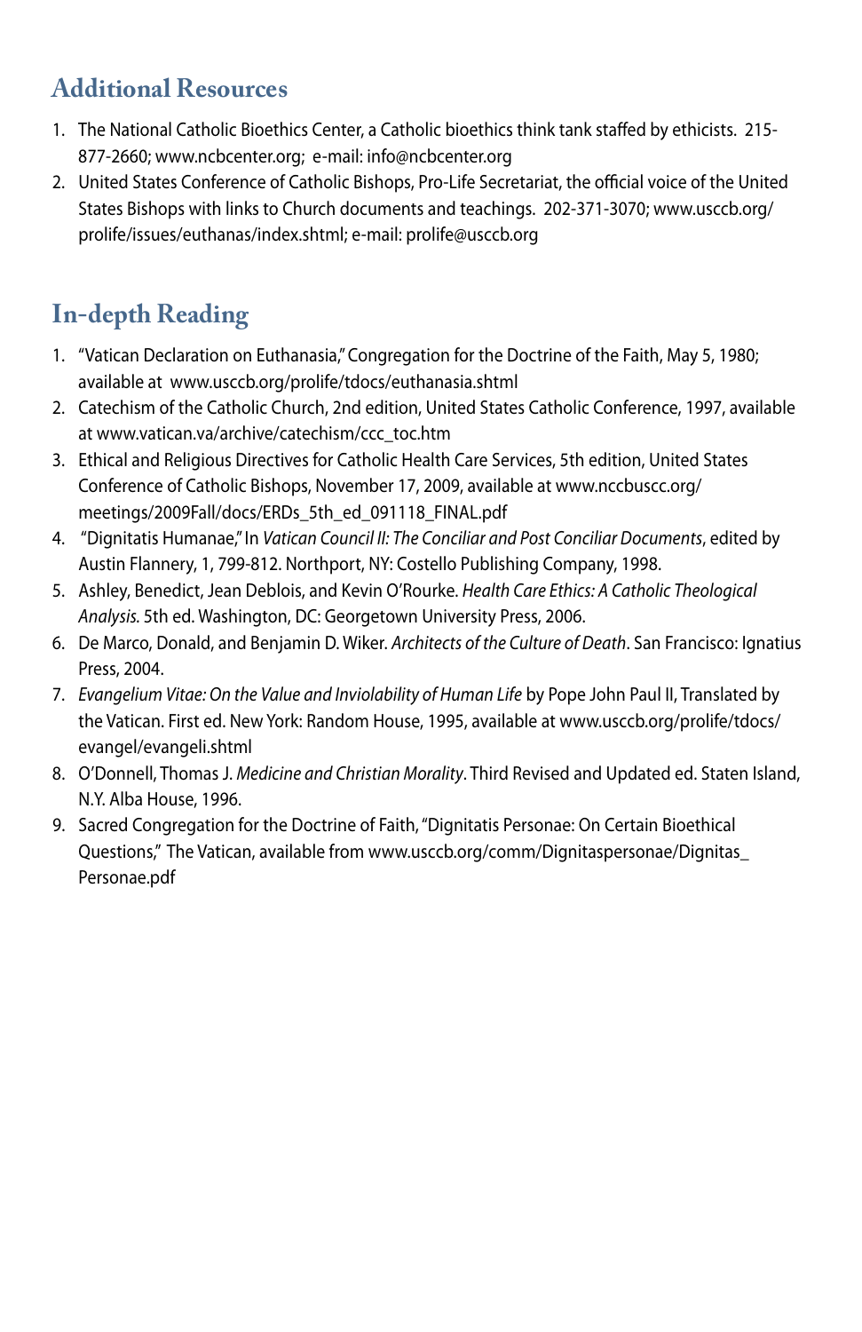## Additional Resources

1. The National Catholic Bioethics Center, a Catholic bioethics think tank staffed by ethicists. 215-877-2660; www.ncbcenter.org; e-mail: info@ncbcenter.org
2. United States Conference of Catholic Bishops, Pro-Life Secretariat, the official voice of the United States Bishops with links to Church documents and teachings. 202-371-3070; www.usccb.org/prolife/issues/euthanas/index.shtml; e-mail: prolife@usccb.org

## In-depth Reading

1. "Vatican Declaration on Euthanasia," Congregation for the Doctrine of the Faith, May 5, 1980; available at www.usccb.org/prolife/tdocs/euthanasia.shtml
2. Catechism of the Catholic Church, 2nd edition, United States Catholic Conference, 1997, available at www.vatican.va/archive/catechism/ccc_toc.htm
3. Ethical and Religious Directives for Catholic Health Care Services, 5th edition, United States Conference of Catholic Bishops, November 17, 2009, available at www.nccbuscc.org/meetings/2009Fall/docs/ERDs_5th_ed_091118_FINAL.pdf
4. "Dignitatis Humanae," In *Vatican Council II: The Conciliar and Post Conciliar Documents*, edited by Austin Flannery, 1, 799-812. Northport, NY: Costello Publishing Company, 1998.
5. Ashley, Benedict, Jean Deblois, and Kevin O'Rourke. *Health Care Ethics: A Catholic Theological Analysis.* 5th ed. Washington, DC: Georgetown University Press, 2006.
6. De Marco, Donald, and Benjamin D. Wiker. *Architects of the Culture of Death*. San Francisco: Ignatius Press, 2004.
7. *Evangelium Vitae: On the Value and Inviolability of Human Life* by Pope John Paul II, Translated by the Vatican. First ed. New York: Random House, 1995, available at www.usccb.org/prolife/tdocs/evangel/evangeli.shtml
8. O'Donnell, Thomas J. *Medicine and Christian Morality*. Third Revised and Updated ed. Staten Island, N.Y. Alba House, 1996.
9. Sacred Congregation for the Doctrine of Faith, "Dignitatis Personae: On Certain Bioethical Questions," The Vatican, available from www.usccb.org/comm/Dignitaspersonae/Dignitas_Personae.pdf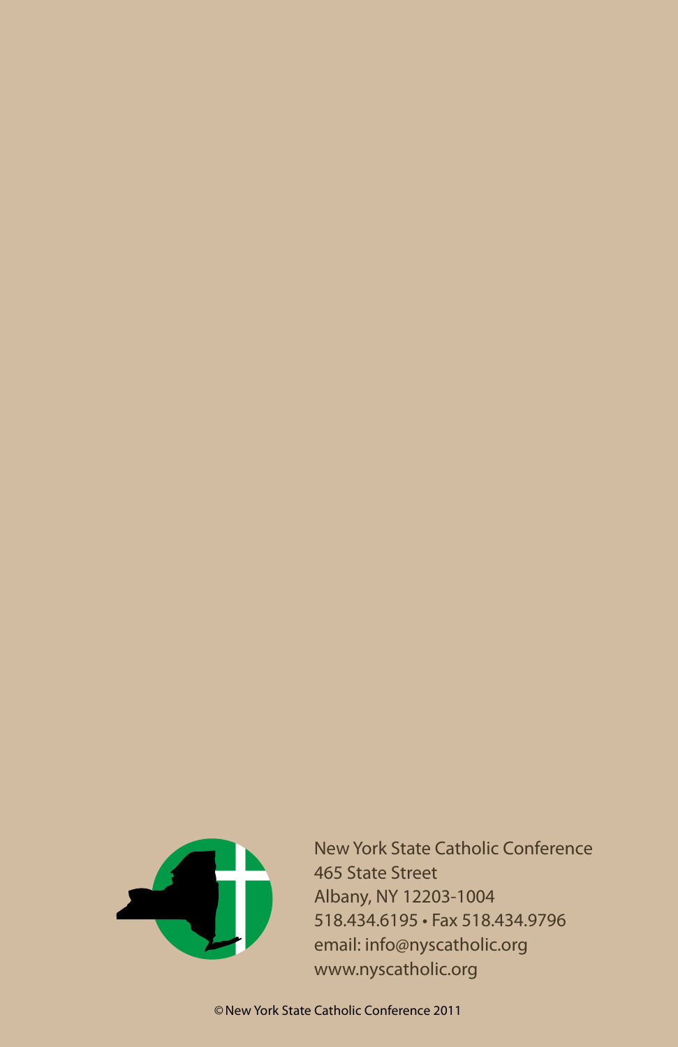New York State Catholic Conference
465 State Street
Albany, NY 12203-1004
518.434.6195 • Fax 518.434.9796
email: info@nyscatholic.org
www.nyscatholic.org

© New York State Catholic Conference 2011